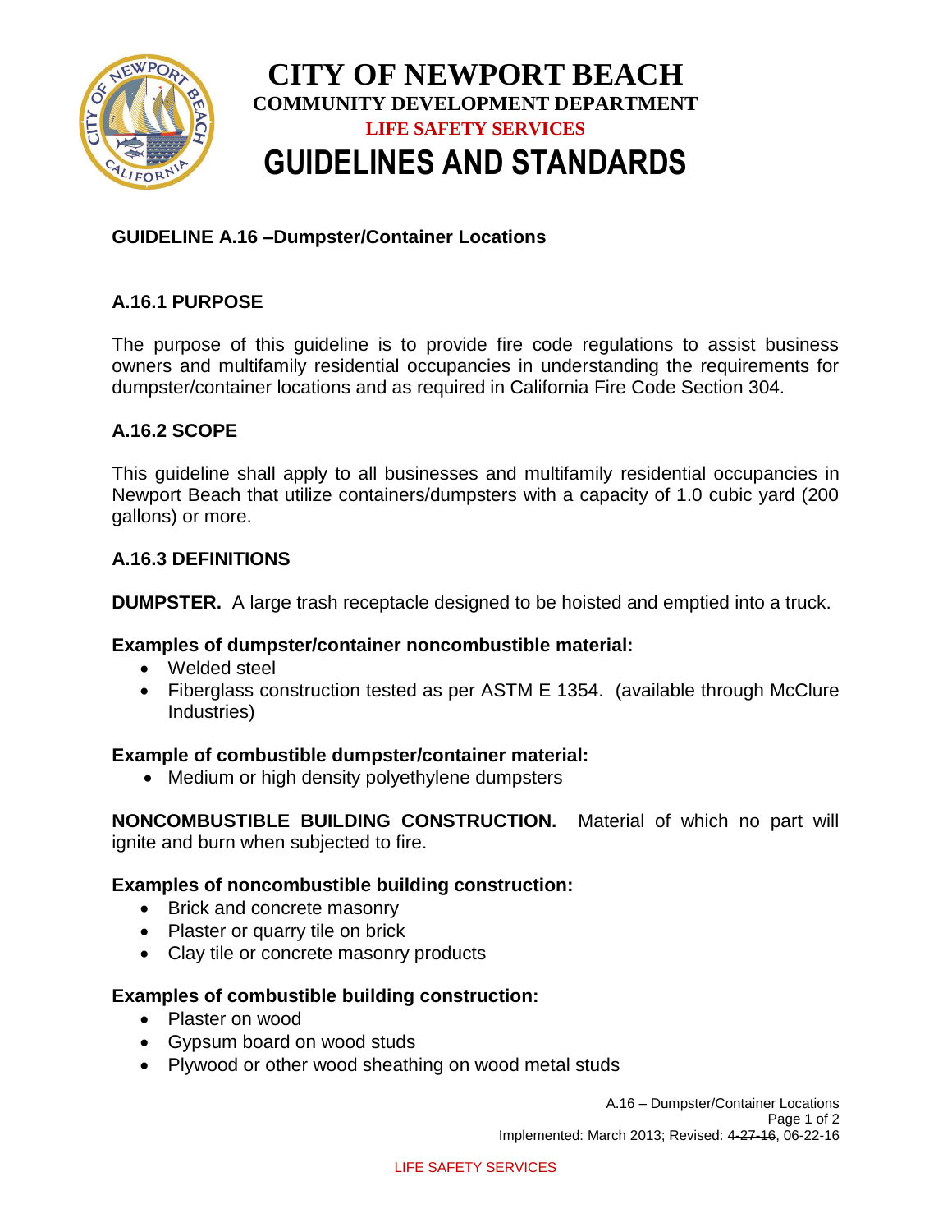# CITY OF NEWPORT BEACH

**COMMUNITY DEVELOPMENT DEPARTMENT**

**LIFE SAFETY SERVICES**

# GUIDELINES AND STANDARDS

## GUIDELINE A.16 –Dumpster/Container Locations

### A.16.1 PURPOSE

The purpose of this guideline is to provide fire code regulations to assist business owners and multifamily residential occupancies in understanding the requirements for dumpster/container locations and as required in California Fire Code Section 304.

### A.16.2 SCOPE

This guideline shall apply to all businesses and multifamily residential occupancies in Newport Beach that utilize containers/dumpsters with a capacity of 1.0 cubic yard (200 gallons) or more.

### A.16.3 DEFINITIONS

**DUMPSTER.** A large trash receptacle designed to be hoisted and emptied into a truck.

**Examples of dumpster/container noncombustible material:**

- Welded steel
- Fiberglass construction tested as per ASTM E 1354. (available through McClure Industries)

**Example of combustible dumpster/container material:**

- Medium or high density polyethylene dumpsters

**NONCOMBUSTIBLE BUILDING CONSTRUCTION.** Material of which no part will ignite and burn when subjected to fire.

**Examples of noncombustible building construction:**

- Brick and concrete masonry
- Plaster or quarry tile on brick
- Clay tile or concrete masonry products

**Examples of combustible building construction:**

- Plaster on wood
- Gypsum board on wood studs
- Plywood or other wood sheathing on wood metal studs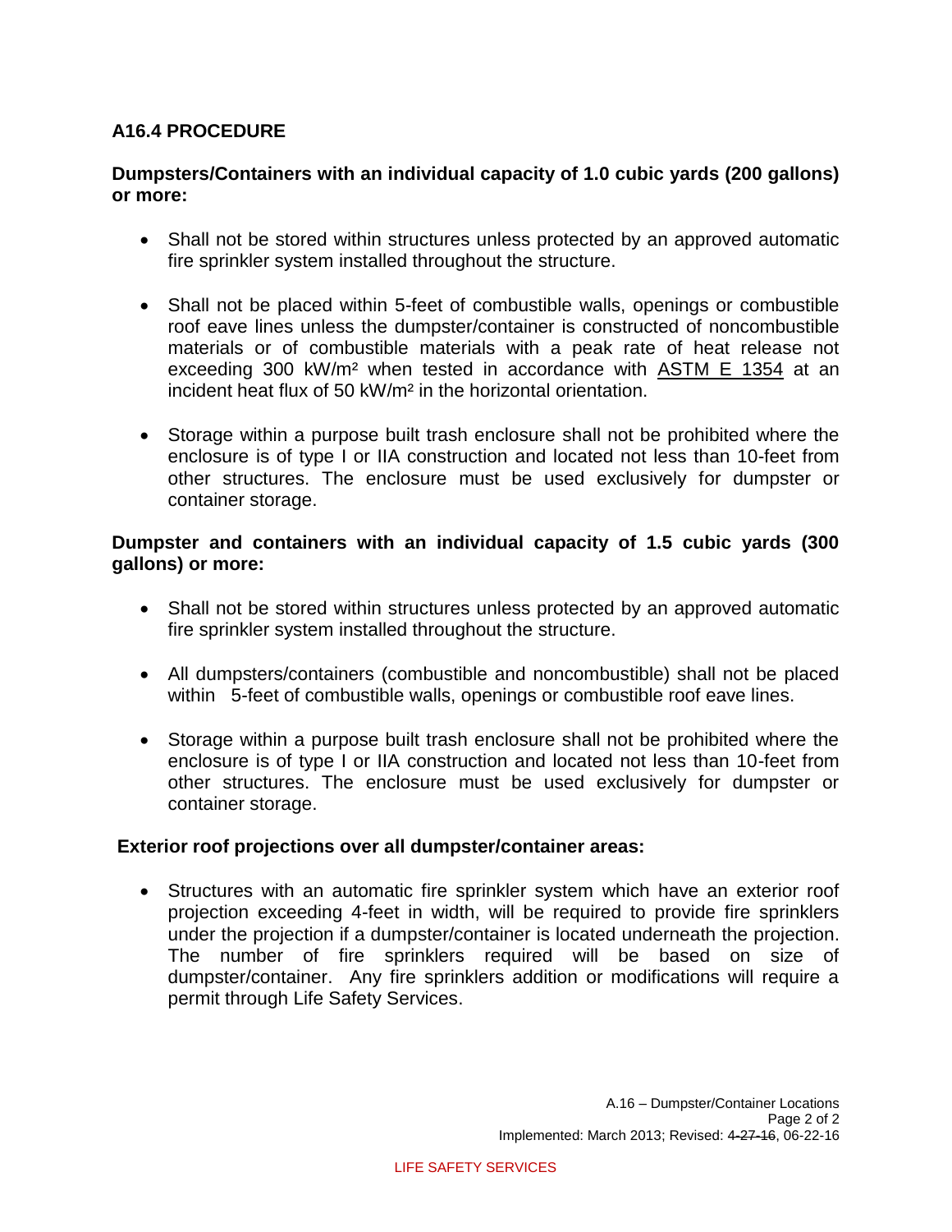## A16.4 PROCEDURE

**Dumpsters/Containers with an individual capacity of 1.0 cubic yards (200 gallons) or more:**

- Shall not be stored within structures unless protected by an approved automatic fire sprinkler system installed throughout the structure.
- Shall not be placed within 5-feet of combustible walls, openings or combustible roof eave lines unless the dumpster/container is constructed of noncombustible materials or of combustible materials with a peak rate of heat release not exceeding 300 kW/m² when tested in accordance with ASTM E 1354 at an incident heat flux of 50 kW/m² in the horizontal orientation.
- Storage within a purpose built trash enclosure shall not be prohibited where the enclosure is of type I or IIA construction and located not less than 10-feet from other structures. The enclosure must be used exclusively for dumpster or container storage.

**Dumpster and containers with an individual capacity of 1.5 cubic yards (300 gallons) or more:**

- Shall not be stored within structures unless protected by an approved automatic fire sprinkler system installed throughout the structure.
- All dumpsters/containers (combustible and noncombustible) shall not be placed within 5-feet of combustible walls, openings or combustible roof eave lines.
- Storage within a purpose built trash enclosure shall not be prohibited where the enclosure is of type I or IIA construction and located not less than 10-feet from other structures. The enclosure must be used exclusively for dumpster or container storage.

**Exterior roof projections over all dumpster/container areas:**

- Structures with an automatic fire sprinkler system which have an exterior roof projection exceeding 4-feet in width, will be required to provide fire sprinklers under the projection if a dumpster/container is located underneath the projection. The number of fire sprinklers required will be based on size of dumpster/container. Any fire sprinklers addition or modifications will require a permit through Life Safety Services.

A.16 – Dumpster/Container Locations
Implemented: March 2013; Revised: ~~4-27-16~~, 06-22-16